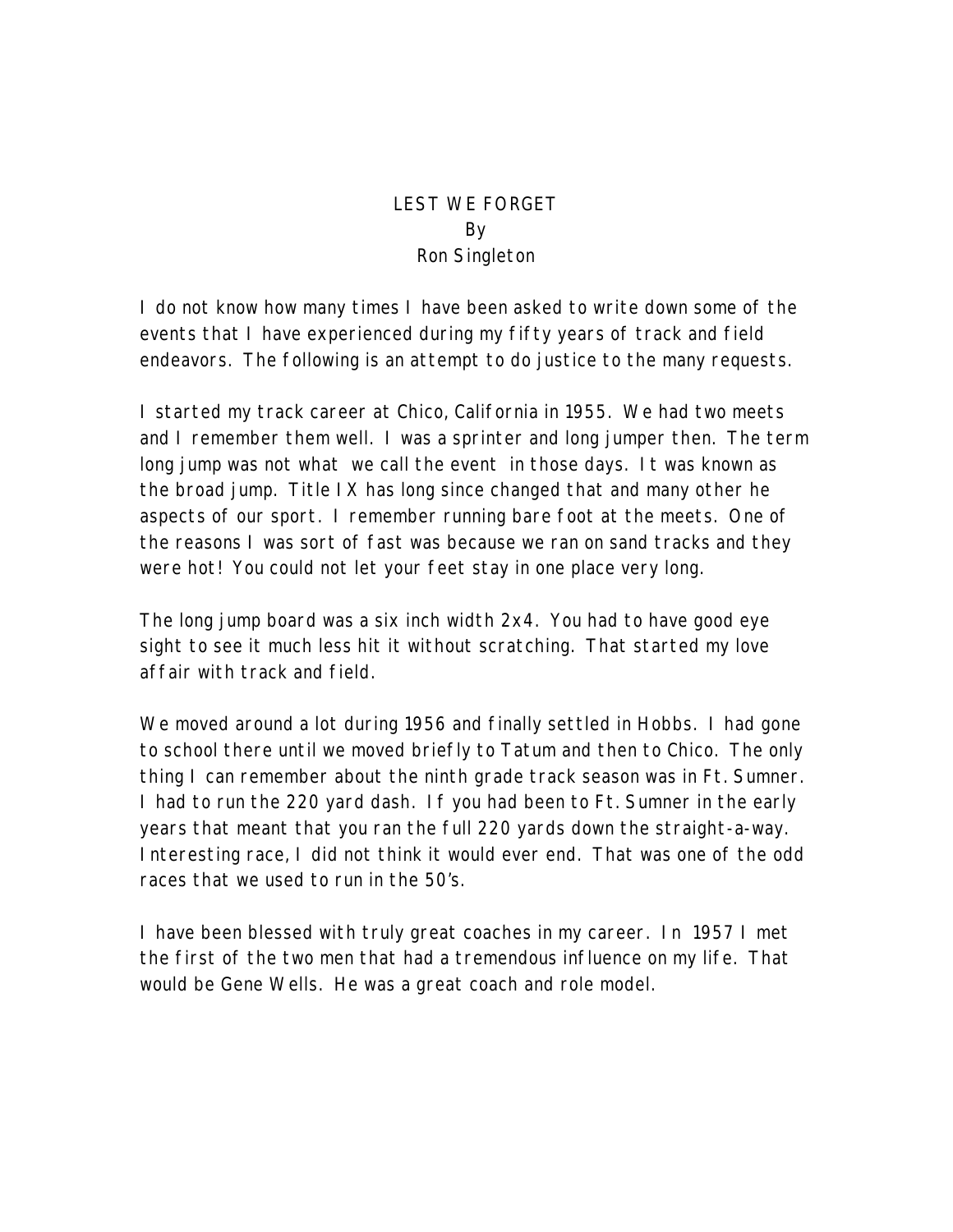# LEST WE FORGET
By
Ron Singleton

I do not know how many times I have been asked to write down some of the events that I have experienced during my fifty years of track and field endeavors. The following is an attempt to do justice to the many requests.

I started my track career at Chico, California in 1955. We had two meets and I remember them well. I was a sprinter and long jumper then. The term long jump was not what we call the event in those days. It was known as the broad jump. Title IX has long since changed that and many other he aspects of our sport. I remember running bare foot at the meets. One of the reasons I was sort of fast was because we ran on sand tracks and they were hot! You could not let your feet stay in one place very long.

The long jump board was a six inch width 2x4. You had to have good eye sight to see it much less hit it without scratching. That started my love affair with track and field.

We moved around a lot during 1956 and finally settled in Hobbs. I had gone to school there until we moved briefly to Tatum and then to Chico. The only thing I can remember about the ninth grade track season was in Ft. Sumner. I had to run the 220 yard dash. If you had been to Ft. Sumner in the early years that meant that you ran the full 220 yards down the straight-a-way. Interesting race, I did not think it would ever end. That was one of the odd races that we used to run in the 50's.

I have been blessed with truly great coaches in my career. In 1957 I met the first of the two men that had a tremendous influence on my life. That would be Gene Wells. He was a great coach and role model.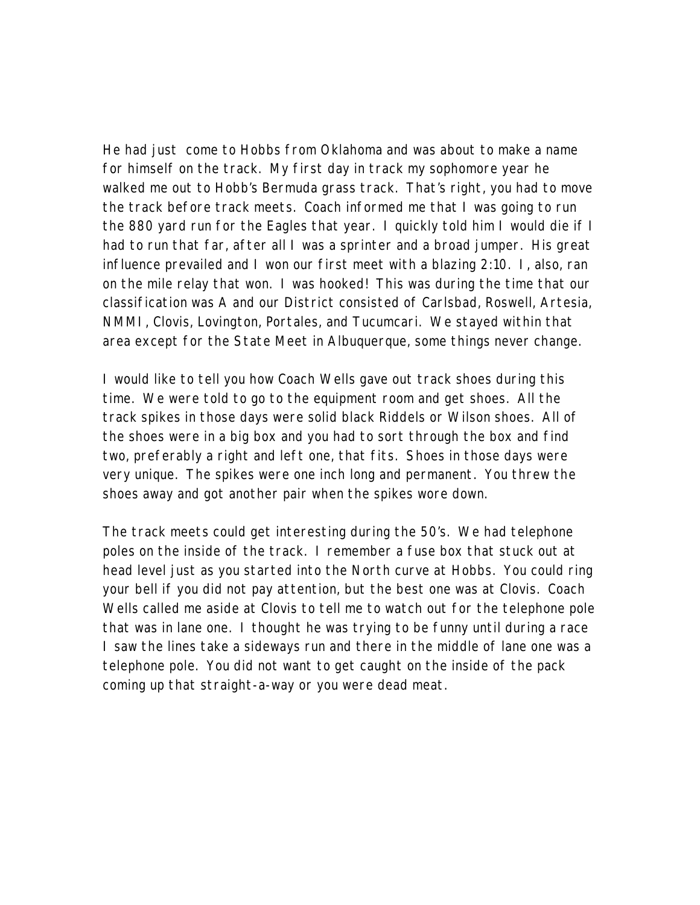He had just come to Hobbs from Oklahoma and was about to make a name for himself on the track. My first day in track my sophomore year he walked me out to Hobb's Bermuda grass track. That's right, you had to move the track before track meets. Coach informed me that I was going to run the 880 yard run for the Eagles that year. I quickly told him I would die if I had to run that far, after all I was a sprinter and a broad jumper. His great influence prevailed and I won our first meet with a blazing 2:10. I, also, ran on the mile relay that won. I was hooked! This was during the time that our classification was A and our District consisted of Carlsbad, Roswell, Artesia, NMMI, Clovis, Lovington, Portales, and Tucumcari. We stayed within that area except for the State Meet in Albuquerque, some things never change.

I would like to tell you how Coach Wells gave out track shoes during this time. We were told to go to the equipment room and get shoes. All the track spikes in those days were solid black Riddels or Wilson shoes. All of the shoes were in a big box and you had to sort through the box and find two, preferably a right and left one, that fits. Shoes in those days were very unique. The spikes were one inch long and permanent. You threw the shoes away and got another pair when the spikes wore down.

The track meets could get interesting during the 50's. We had telephone poles on the inside of the track. I remember a fuse box that stuck out at head level just as you started into the North curve at Hobbs. You could ring your bell if you did not pay attention, but the best one was at Clovis. Coach Wells called me aside at Clovis to tell me to watch out for the telephone pole that was in lane one. I thought he was trying to be funny until during a race I saw the lines take a sideways run and there in the middle of lane one was a telephone pole. You did not want to get caught on the inside of the pack coming up that straight-a-way or you were dead meat.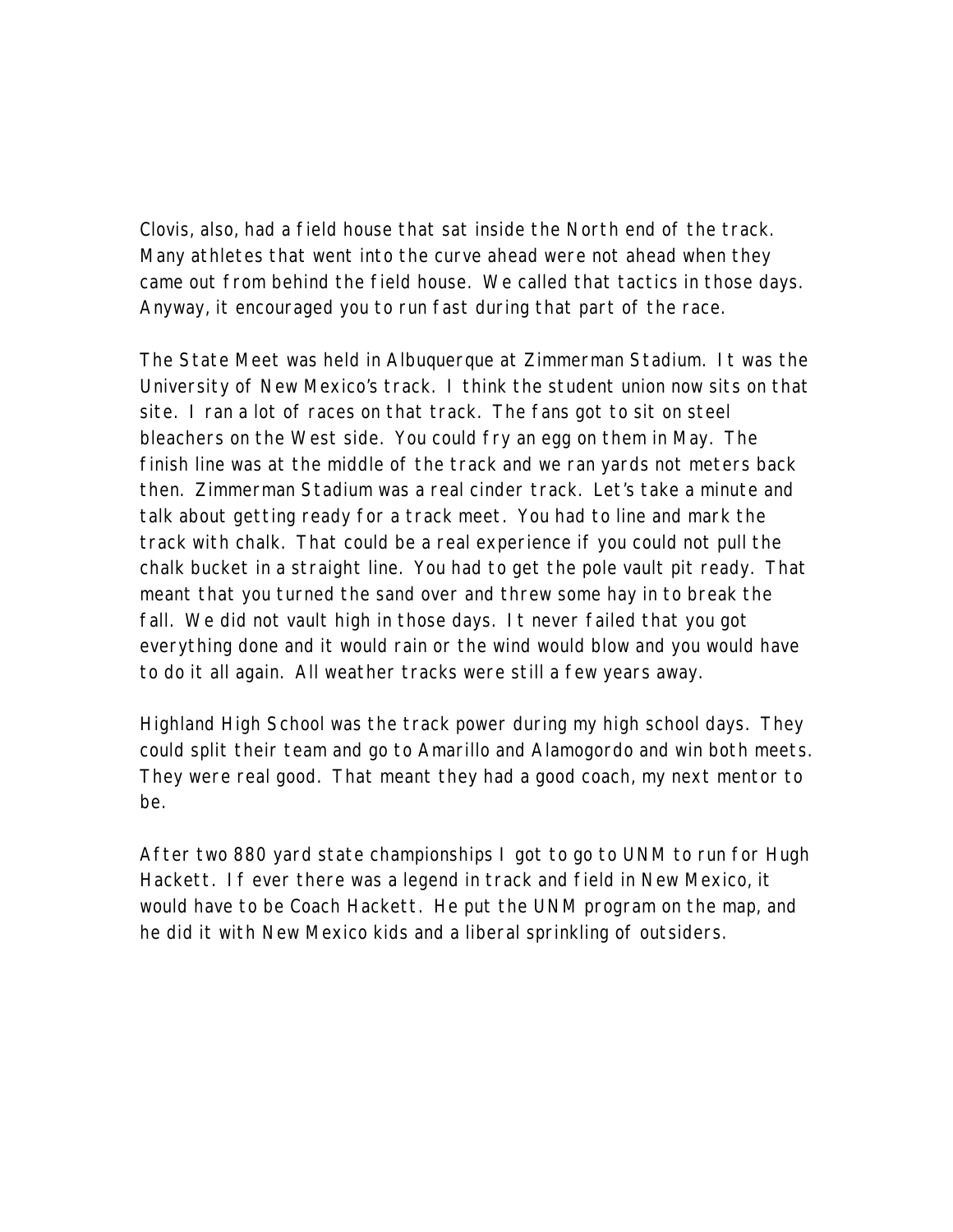Clovis, also, had a field house that sat inside the North end of the track. Many athletes that went into the curve ahead were not ahead when they came out from behind the field house. We called that tactics in those days. Anyway, it encouraged you to run fast during that part of the race.

The State Meet was held in Albuquerque at Zimmerman Stadium. It was the University of New Mexico's track. I think the student union now sits on that site. I ran a lot of races on that track. The fans got to sit on steel bleachers on the West side. You could fry an egg on them in May. The finish line was at the middle of the track and we ran yards not meters back then. Zimmerman Stadium was a real cinder track. Let's take a minute and talk about getting ready for a track meet. You had to line and mark the track with chalk. That could be a real experience if you could not pull the chalk bucket in a straight line. You had to get the pole vault pit ready. That meant that you turned the sand over and threw some hay in to break the fall. We did not vault high in those days. It never failed that you got everything done and it would rain or the wind would blow and you would have to do it all again. All weather tracks were still a few years away.

Highland High School was the track power during my high school days. They could split their team and go to Amarillo and Alamogordo and win both meets. They were real good. That meant they had a good coach, my next mentor to be.

After two 880 yard state championships I got to go to UNM to run for Hugh Hackett. If ever there was a legend in track and field in New Mexico, it would have to be Coach Hackett. He put the UNM program on the map, and he did it with New Mexico kids and a liberal sprinkling of outsiders.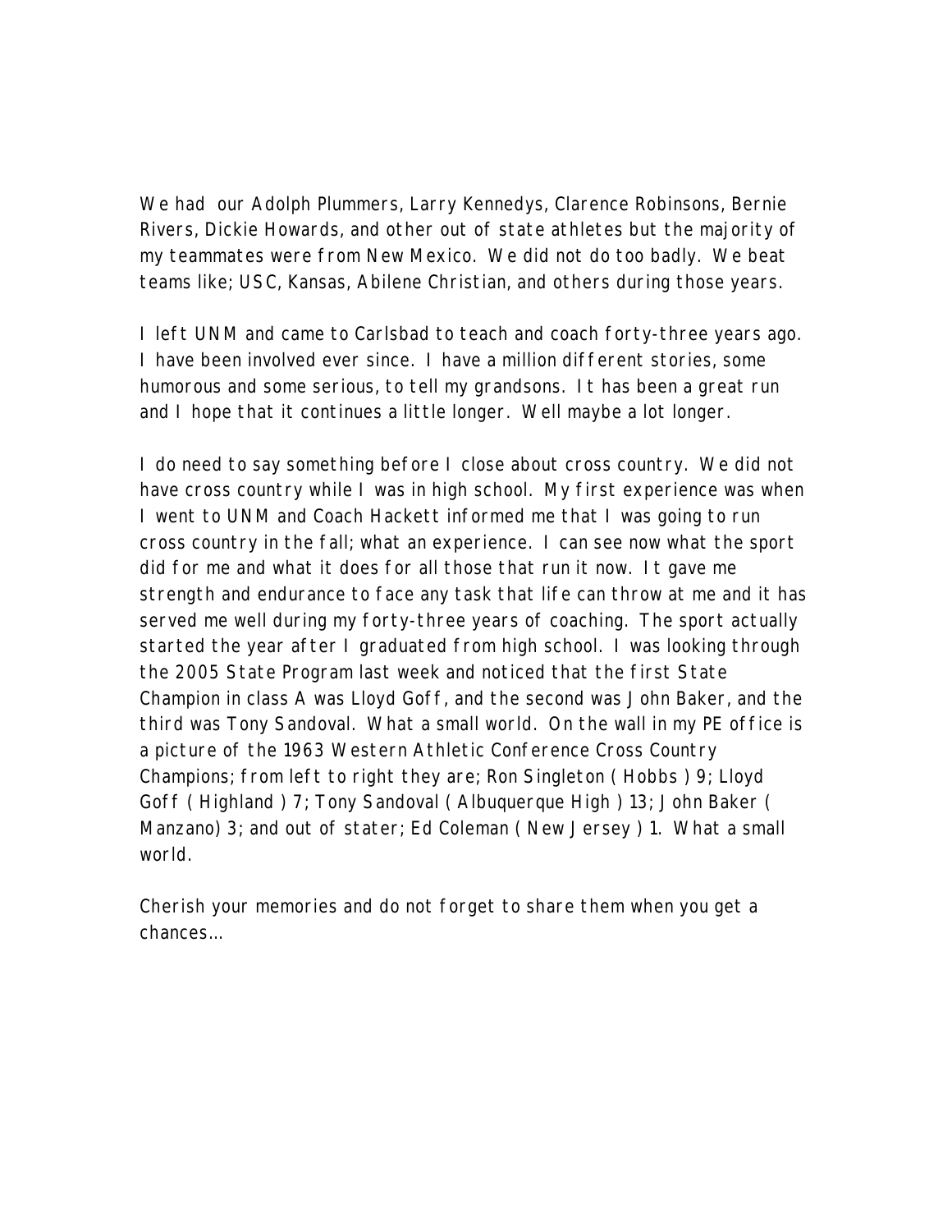We had our Adolph Plummers, Larry Kennedys, Clarence Robinsons, Bernie Rivers, Dickie Howards, and other out of state athletes but the majority of my teammates were from New Mexico. We did not do too badly. We beat teams like; USC, Kansas, Abilene Christian, and others during those years.

I left UNM and came to Carlsbad to teach and coach forty-three years ago. I have been involved ever since. I have a million different stories, some humorous and some serious, to tell my grandsons. It has been a great run and I hope that it continues a little longer. Well maybe a lot longer.

I do need to say something before I close about cross country. We did not have cross country while I was in high school. My first experience was when I went to UNM and Coach Hackett informed me that I was going to run cross country in the fall; what an experience. I can see now what the sport did for me and what it does for all those that run it now. It gave me strength and endurance to face any task that life can throw at me and it has served me well during my forty-three years of coaching. The sport actually started the year after I graduated from high school. I was looking through the 2005 State Program last week and noticed that the first State Champion in class A was Lloyd Goff, and the second was John Baker, and the third was Tony Sandoval. What a small world. On the wall in my PE office is a picture of the 1963 Western Athletic Conference Cross Country Champions; from left to right they are; Ron Singleton ( Hobbs ) 9; Lloyd Goff ( Highland ) 7; Tony Sandoval ( Albuquerque High ) 13; John Baker ( Manzano) 3; and out of stater; Ed Coleman ( New Jersey ) 1. What a small world.

Cherish your memories and do not forget to share them when you get a chances…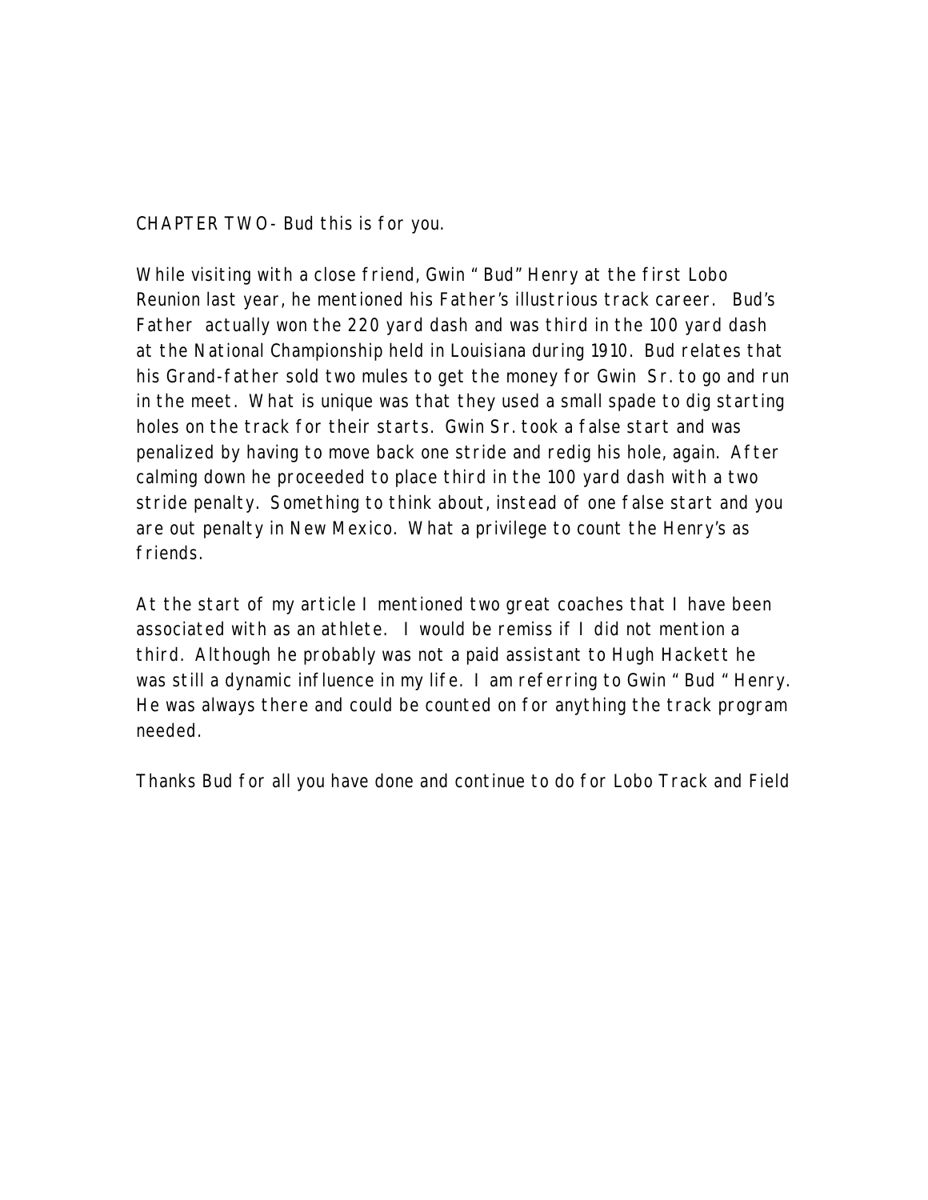CHAPTER TWO- Bud this is for you.

While visiting with a close friend, Gwin " Bud" Henry at the first Lobo Reunion last year, he mentioned his Father's illustrious track career. Bud's Father actually won the 220 yard dash and was third in the 100 yard dash at the National Championship held in Louisiana during 1910. Bud relates that his Grand-father sold two mules to get the money for Gwin Sr. to go and run in the meet. What is unique was that they used a small spade to dig starting holes on the track for their starts. Gwin Sr. took a false start and was penalized by having to move back one stride and redig his hole, again. After calming down he proceeded to place third in the 100 yard dash with a two stride penalty. Something to think about, instead of one false start and you are out penalty in New Mexico. What a privilege to count the Henry's as friends.

At the start of my article I mentioned two great coaches that I have been associated with as an athlete. I would be remiss if I did not mention a third. Although he probably was not a paid assistant to Hugh Hackett he was still a dynamic influence in my life. I am referring to Gwin " Bud " Henry. He was always there and could be counted on for anything the track program needed.

Thanks Bud for all you have done and continue to do for Lobo Track and Field